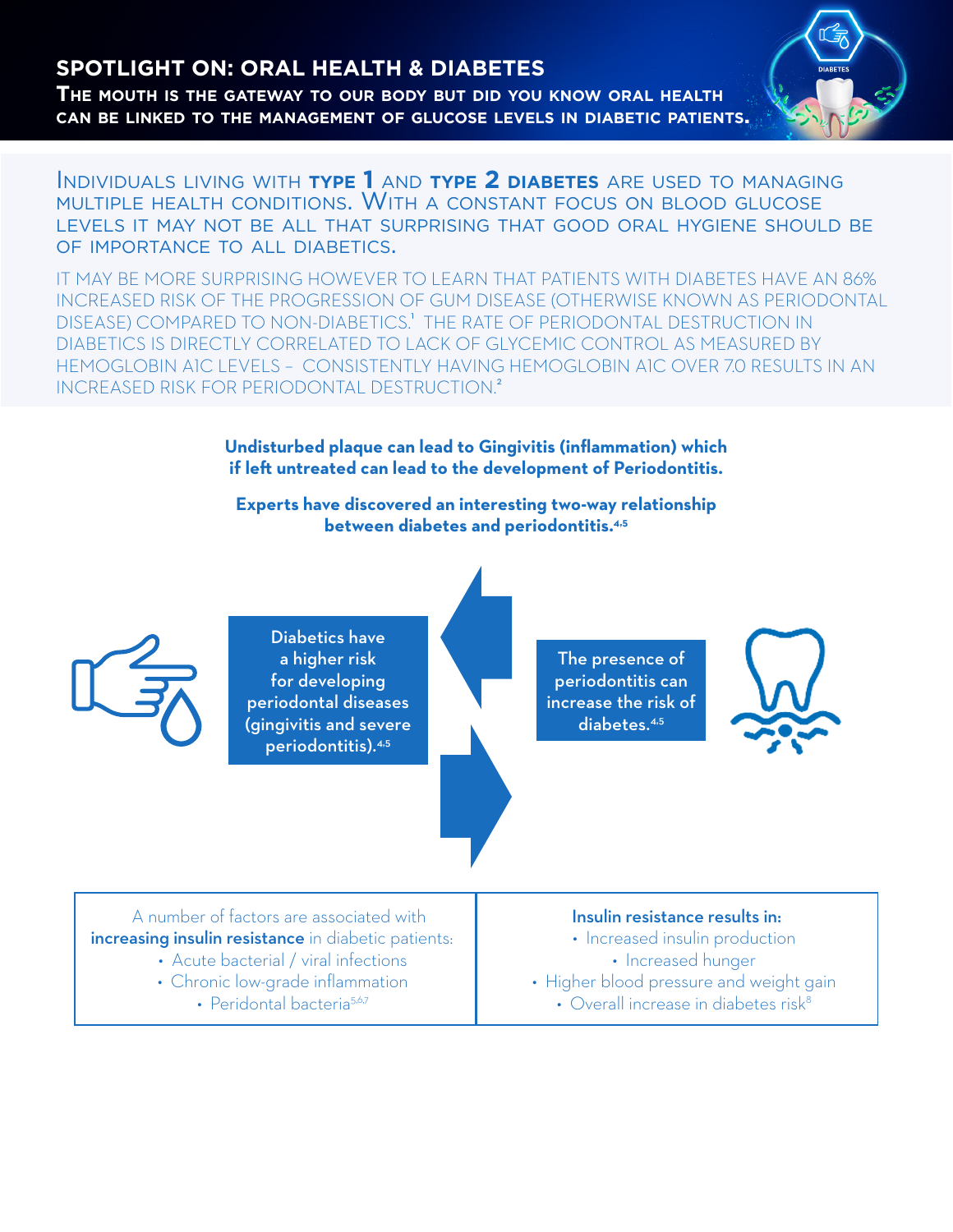# SPOTLIGHT ON: ORAL HEALTH & DIABETES

**The mouth is the gateway to our body but did you know oral health can be linked to the management of glucose levels in diabetic patients.**

Individuals living with **type 1** and **type 2 diabetes** are used to managing multiple health conditions. With a constant focus on blood glucose levels it may not be all that surprising that good oral hygiene should be of importance to all diabetics.

It may be more surprising however to learn that patients with diabetes have an 86% increased risk of the progression of gum disease (otherwise known as periodontal disease) compared to non-diabetics.[1] The rate of periodontal destruction in diabetics is directly correlated to lack of glycemic control as measured by hemoglobin A1C levels – consistently having hemoglobin A1C over 7.0 results in an increased risk for periodontal destruction.[2]

**Undisturbed plaque can lead to Gingivitis (inflammation) which if left untreated can lead to the development of Periodontitis.**

**Experts have discovered an interesting two-way relationship between diabetes and periodontitis.[4,5]**

Diabetics have a higher risk for developing periodontal diseases (gingivitis and severe periodontitis).[4,5]

The presence of periodontitis can increase the risk of diabetes.[4,5]

A number of factors are associated with **increasing insulin resistance** in diabetic patients:

- Acute bacterial / viral infections
- Chronic low-grade inflammation
- Peridontal bacteria[5,6,7]

**Insulin resistance results in:**

- Increased insulin production
- Increased hunger
- Higher blood pressure and weight gain
- Overall increase in diabetes risk[8]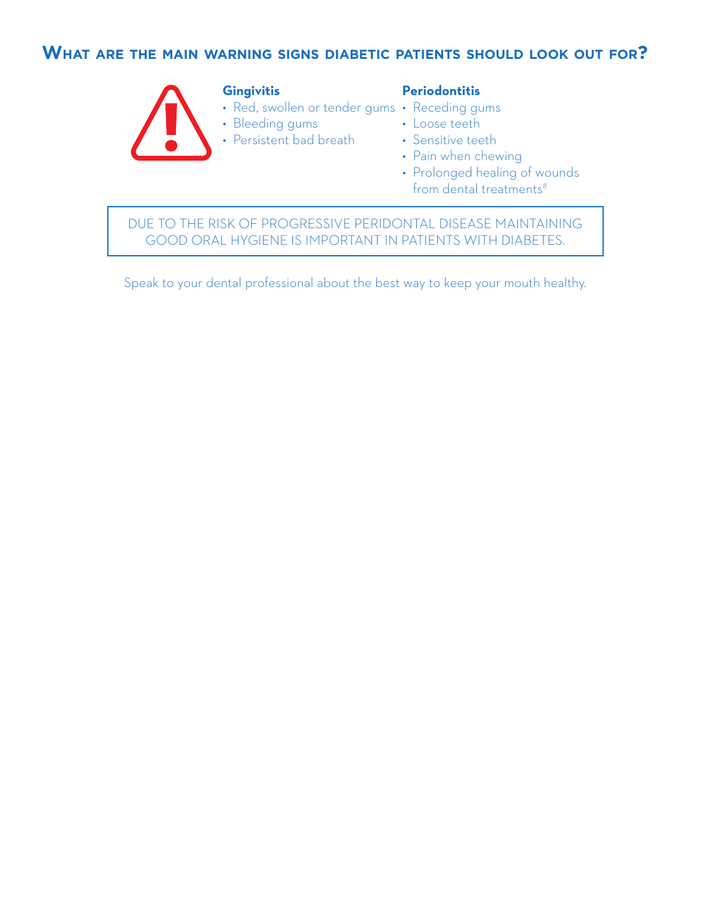## What are the main warning signs diabetic patients should look out for?

**Gingivitis**

- Red, swollen or tender gums
- Bleeding gums
- Persistent bad breath

**Periodontitis**

- Receding gums
- Loose teeth
- Sensitive teeth
- Pain when chewing
- Prolonged healing of wounds from dental treatments[8]

DUE TO THE RISK OF PROGRESSIVE PERIDONTAL DISEASE MAINTAINING GOOD ORAL HYGIENE IS IMPORTANT IN PATIENTS WITH DIABETES.

Speak to your dental professional about the best way to keep your mouth healthy.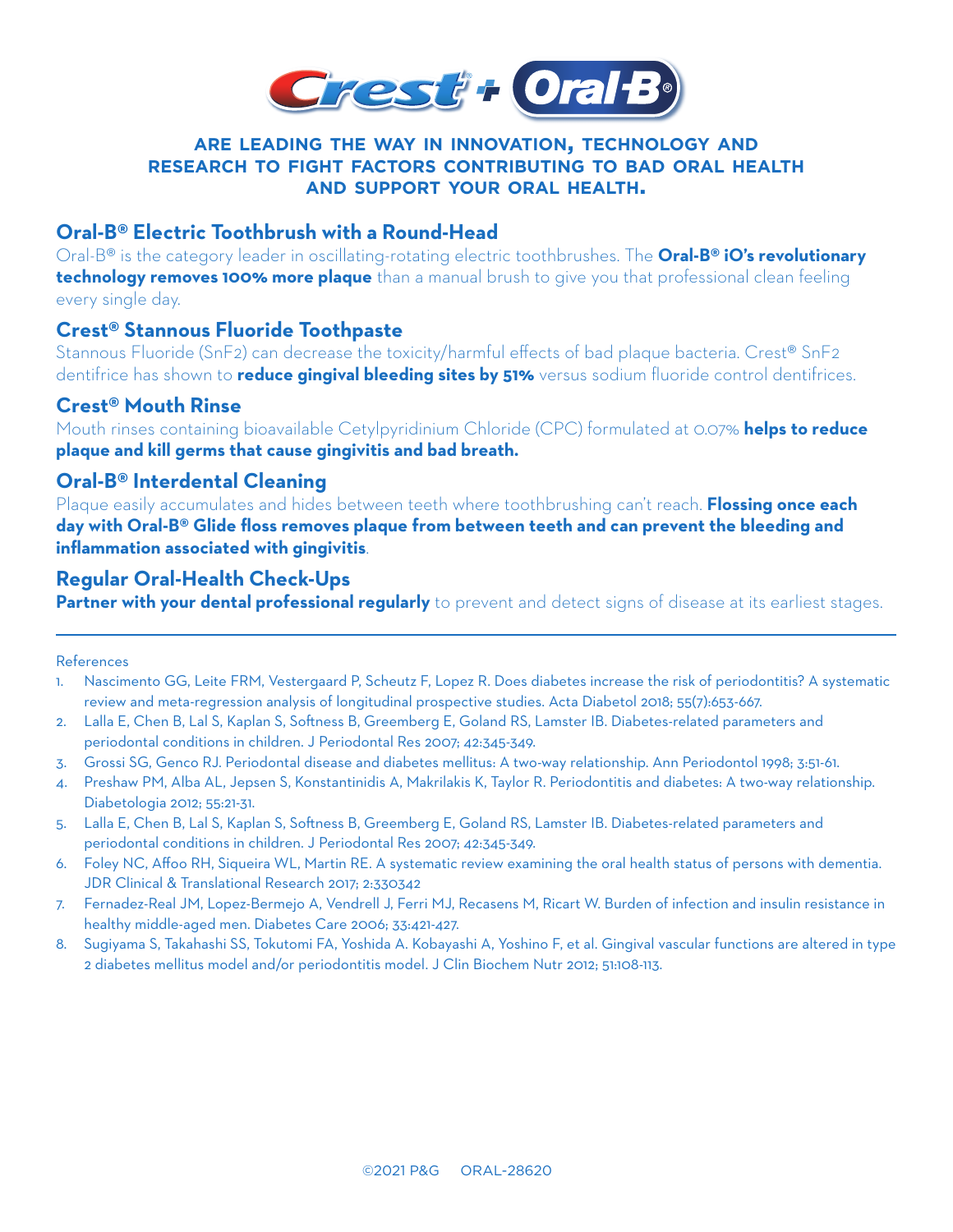# Crest + Oral-B

**ARE LEADING THE WAY IN INNOVATION, TECHNOLOGY AND RESEARCH TO FIGHT FACTORS CONTRIBUTING TO BAD ORAL HEALTH AND SUPPORT YOUR ORAL HEALTH.**

## Oral-B® Electric Toothbrush with a Round-Head

Oral-B® is the category leader in oscillating-rotating electric toothbrushes. The **Oral-B® iO's revolutionary technology removes 100% more plaque** than a manual brush to give you that professional clean feeling every single day.

## Crest® Stannous Fluoride Toothpaste

Stannous Fluoride ($SnF_2$) can decrease the toxicity/harmful effects of bad plaque bacteria. Crest® $SnF_2$ dentifrice has shown to **reduce gingival bleeding sites by 51%** versus sodium fluoride control dentifrices.

## Crest® Mouth Rinse

Mouth rinses containing bioavailable Cetylpyridinium Chloride (CPC) formulated at 0.07% **helps to reduce plaque and kill germs that cause gingivitis and bad breath.**

## Oral-B® Interdental Cleaning

Plaque easily accumulates and hides between teeth where toothbrushing can't reach. **Flossing once each day with Oral-B® Glide floss removes plaque from between teeth and can prevent the bleeding and inflammation associated with gingivitis**.

## Regular Oral-Health Check-Ups

**Partner with your dental professional regularly** to prevent and detect signs of disease at its earliest stages.

---

References

1. Nascimento GG, Leite FRM, Vestergaard P, Scheutz F, Lopez R. Does diabetes increase the risk of periodontitis? A systematic review and meta-regression analysis of longitudinal prospective studies. Acta Diabetol 2018; 55(7):653-667.
2. Lalla E, Chen B, Lal S, Kaplan S, Softness B, Greemberg E, Goland RS, Lamster IB. Diabetes-related parameters and periodontal conditions in children. J Periodontal Res 2007; 42:345-349.
3. Grossi SG, Genco RJ. Periodontal disease and diabetes mellitus: A two-way relationship. Ann Periodontol 1998; 3:51-61.
4. Preshaw PM, Alba AL, Jepsen S, Konstantinidis A, Makrilakis K, Taylor R. Periodontitis and diabetes: A two-way relationship. Diabetologia 2012; 55:21-31.
5. Lalla E, Chen B, Lal S, Kaplan S, Softness B, Greemberg E, Goland RS, Lamster IB. Diabetes-related parameters and periodontal conditions in children. J Periodontal Res 2007; 42:345-349.
6. Foley NC, Affoo RH, Siqueira WL, Martin RE. A systematic review examining the oral health status of persons with dementia. JDR Clinical & Translational Research 2017; 2:330342
7. Fernadez-Real JM, Lopez-Bermejo A, Vendrell J, Ferri MJ, Recasens M, Ricart W. Burden of infection and insulin resistance in healthy middle-aged men. Diabetes Care 2006; 33:421-427.
8. Sugiyama S, Takahashi SS, Tokutomi FA, Yoshida A. Kobayashi A, Yoshino F, et al. Gingival vascular functions are altered in type 2 diabetes mellitus model and/or periodontitis model. J Clin Biochem Nutr 2012; 51:108-113.

©2021 P&G ORAL-28620